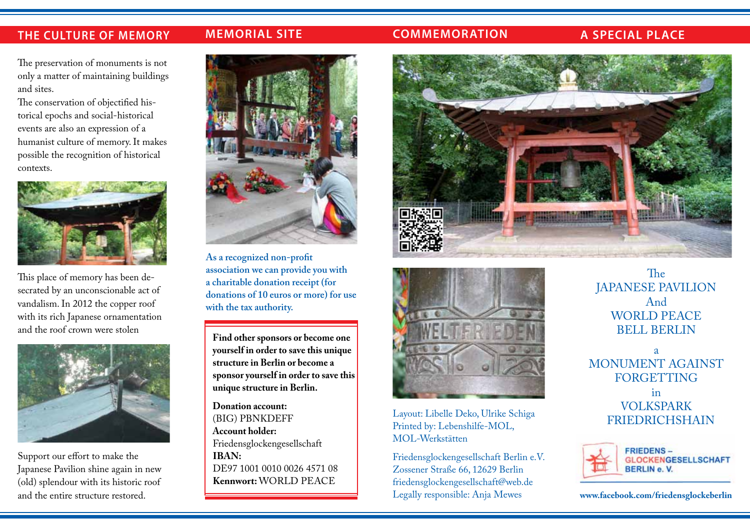## THE CULTURE OF MEMORY

The preservation of monuments is not only a matter of maintaining buildings and sites.
The conservation of objectified historical epochs and social-historical events are also an expression of a humanist culture of memory. It makes possible the recognition of historical contexts.

This place of memory has been desecrated by an unconscionable act of vandalism. In 2012 the copper roof with its rich Japanese ornamentation and the roof crown were stolen

Support our effort to make the Japanese Pavilion shine again in new (old) splendour with its historic roof and the entire structure restored.

## MEMORIAL SITE

**As a recognized non-profit association we can provide you with a charitable donation receipt (for donations of 10 euros or more) for use with the tax authority.**

**Find other sponsors or become one yourself in order to save this unique structure in Berlin or become a sponsor yourself in order to save this unique structure in Berlin.**

**Donation account:**
(BIG) PBNKDEFF
**Account holder:**
Friedensglockengesellschaft
**IBAN:**
DE97 1001 0010 0026 4571 08
**Kennwort:** WORLD PEACE

## COMMEMORATION

Layout: Libelle Deko, Ulrike Schiga
Printed by: Lebenshilfe-MOL, MOL-Werkstätten

Friedensglockengesellschaft Berlin e.V.
Zossener Straße 66, 12629 Berlin
friedensglockengesellschaft@web.de
Legally responsible: Anja Mewes

## A SPECIAL PLACE

The
JAPANESE PAVILION
And
WORLD PEACE
BELL BERLIN

a
MONUMENT AGAINST
FORGETTING
in
VOLKSPARK
FRIEDRICHSHAIN

FRIEDENS – GLOCKENGESELLSCHAFT BERLIN e. V.

**www.facebook.com/friedensglockeberlin**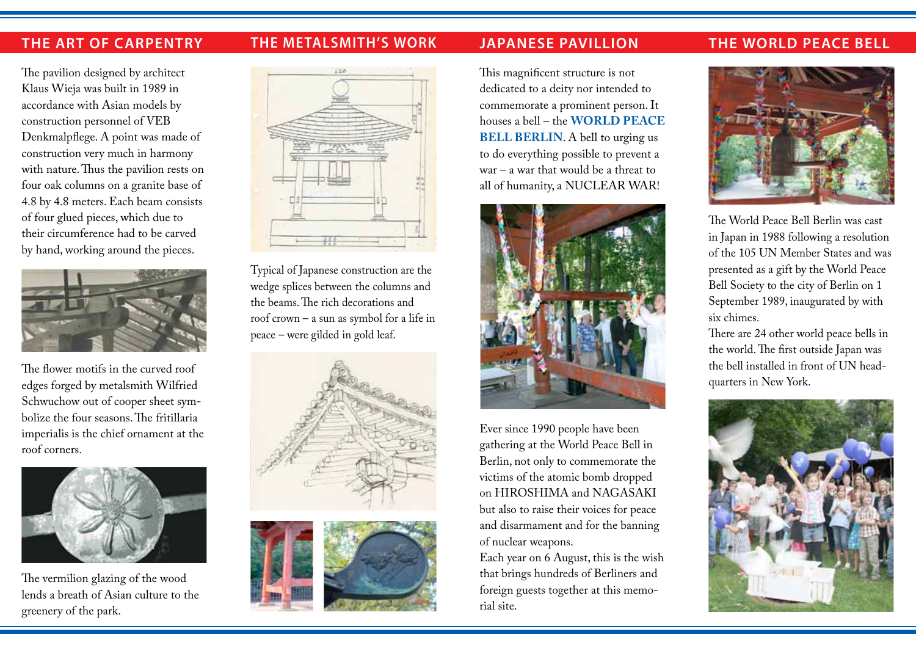## THE ART OF CARPENTRY

The pavilion designed by architect Klaus Wieja was built in 1989 in accordance with Asian models by construction personnel of VEB Denkmalpflege. A point was made of construction very much in harmony with nature. Thus the pavilion rests on four oak columns on a granite base of 4.8 by 4.8 meters. Each beam consists of four glued pieces, which due to their circumference had to be carved by hand, working around the pieces.

The flower motifs in the curved roof edges forged by metalsmith Wilfried Schwuchow out of cooper sheet symbolize the four seasons. The fritillaria imperialis is the chief ornament at the roof corners.

The vermilion glazing of the wood lends a breath of Asian culture to the greenery of the park.

## THE METALSMITH'S WORK

Typical of Japanese construction are the wedge splices between the columns and the beams. The rich decorations and roof crown – a sun as symbol for a life in peace – were gilded in gold leaf.

## JAPANESE PAVILLION

This magnificent structure is not dedicated to a deity nor intended to commemorate a prominent person. It houses a bell – the **WORLD PEACE BELL BERLIN**. A bell to urging us to do everything possible to prevent a war – a war that would be a threat to all of humanity, a NUCLEAR WAR!

Ever since 1990 people have been gathering at the World Peace Bell in Berlin, not only to commemorate the victims of the atomic bomb dropped on HIROSHIMA and NAGASAKI but also to raise their voices for peace and disarmament and for the banning of nuclear weapons.

Each year on 6 August, this is the wish that brings hundreds of Berliners and foreign guests together at this memorial site.

## THE WORLD PEACE BELL

The World Peace Bell Berlin was cast in Japan in 1988 following a resolution of the 105 UN Member States and was presented as a gift by the World Peace Bell Society to the city of Berlin on 1 September 1989, inaugurated by with six chimes.

There are 24 other world peace bells in the world. The first outside Japan was the bell installed in front of UN headquarters in New York.